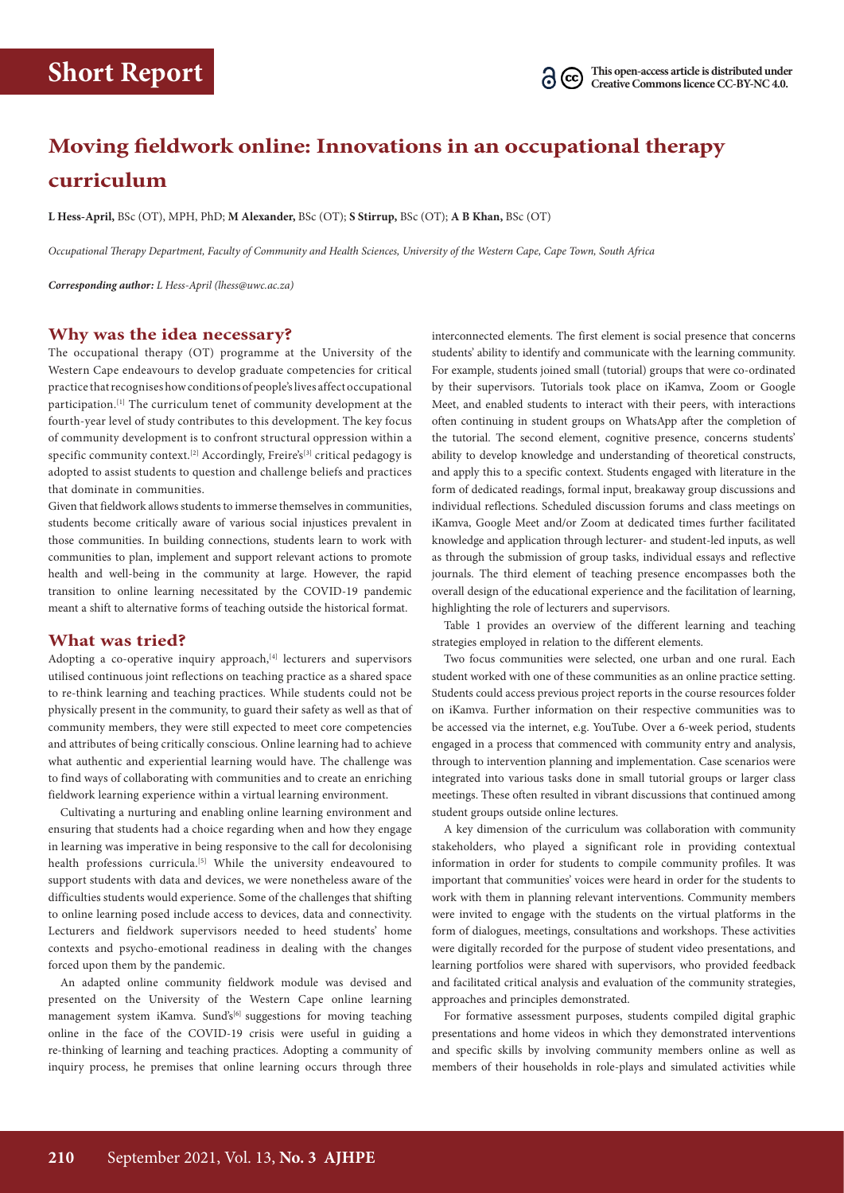# Short Report

This open-access article is distributed under Creative Commons licence CC-BY-NC 4.0.

# Moving fieldwork online: Innovations in an occupational therapy curriculum

**L Hess-April,** BSc (OT), MPH, PhD; **M Alexander,** BSc (OT); **S Stirrup,** BSc (OT); **A B Khan,** BSc (OT)

*Occupational Therapy Department, Faculty of Community and Health Sciences, University of the Western Cape, Cape Town, South Africa*

***Corresponding author:** L Hess-April (lhess@uwc.ac.za)*

## Why was the idea necessary?

The occupational therapy (OT) programme at the University of the Western Cape endeavours to develop graduate competencies for critical practice that recognises how conditions of people's lives affect occupational participation.[1] The curriculum tenet of community development at the fourth-year level of study contributes to this development. The key focus of community development is to confront structural oppression within a specific community context.[2] Accordingly, Freire's[3] critical pedagogy is adopted to assist students to question and challenge beliefs and practices that dominate in communities.

Given that fieldwork allows students to immerse themselves in communities, students become critically aware of various social injustices prevalent in those communities. In building connections, students learn to work with communities to plan, implement and support relevant actions to promote health and well-being in the community at large. However, the rapid transition to online learning necessitated by the COVID-19 pandemic meant a shift to alternative forms of teaching outside the historical format.

## What was tried?

Adopting a co-operative inquiry approach,[4] lecturers and supervisors utilised continuous joint reflections on teaching practice as a shared space to re-think learning and teaching practices. While students could not be physically present in the community, to guard their safety as well as that of community members, they were still expected to meet core competencies and attributes of being critically conscious. Online learning had to achieve what authentic and experiential learning would have. The challenge was to find ways of collaborating with communities and to create an enriching fieldwork learning experience within a virtual learning environment.

Cultivating a nurturing and enabling online learning environment and ensuring that students had a choice regarding when and how they engage in learning was imperative in being responsive to the call for decolonising health professions curricula.[5] While the university endeavoured to support students with data and devices, we were nonetheless aware of the difficulties students would experience. Some of the challenges that shifting to online learning posed include access to devices, data and connectivity. Lecturers and fieldwork supervisors needed to heed students' home contexts and psycho-emotional readiness in dealing with the changes forced upon them by the pandemic.

An adapted online community fieldwork module was devised and presented on the University of the Western Cape online learning management system iKamva. Sund's[6] suggestions for moving teaching online in the face of the COVID-19 crisis were useful in guiding a re-thinking of learning and teaching practices. Adopting a community of inquiry process, he premises that online learning occurs through three interconnected elements. The first element is social presence that concerns students' ability to identify and communicate with the learning community. For example, students joined small (tutorial) groups that were co-ordinated by their supervisors. Tutorials took place on iKamva, Zoom or Google Meet, and enabled students to interact with their peers, with interactions often continuing in student groups on WhatsApp after the completion of the tutorial. The second element, cognitive presence, concerns students' ability to develop knowledge and understanding of theoretical constructs, and apply this to a specific context. Students engaged with literature in the form of dedicated readings, formal input, breakaway group discussions and individual reflections. Scheduled discussion forums and class meetings on iKamva, Google Meet and/or Zoom at dedicated times further facilitated knowledge and application through lecturer- and student-led inputs, as well as through the submission of group tasks, individual essays and reflective journals. The third element of teaching presence encompasses both the overall design of the educational experience and the facilitation of learning, highlighting the role of lecturers and supervisors.

Table 1 provides an overview of the different learning and teaching strategies employed in relation to the different elements.

Two focus communities were selected, one urban and one rural. Each student worked with one of these communities as an online practice setting. Students could access previous project reports in the course resources folder on iKamva. Further information on their respective communities was to be accessed via the internet, e.g. YouTube. Over a 6-week period, students engaged in a process that commenced with community entry and analysis, through to intervention planning and implementation. Case scenarios were integrated into various tasks done in small tutorial groups or larger class meetings. These often resulted in vibrant discussions that continued among student groups outside online lectures.

A key dimension of the curriculum was collaboration with community stakeholders, who played a significant role in providing contextual information in order for students to compile community profiles. It was important that communities' voices were heard in order for the students to work with them in planning relevant interventions. Community members were invited to engage with the students on the virtual platforms in the form of dialogues, meetings, consultations and workshops. These activities were digitally recorded for the purpose of student video presentations, and learning portfolios were shared with supervisors, who provided feedback and facilitated critical analysis and evaluation of the community strategies, approaches and principles demonstrated.

For formative assessment purposes, students compiled digital graphic presentations and home videos in which they demonstrated interventions and specific skills by involving community members online as well as members of their households in role-plays and simulated activities while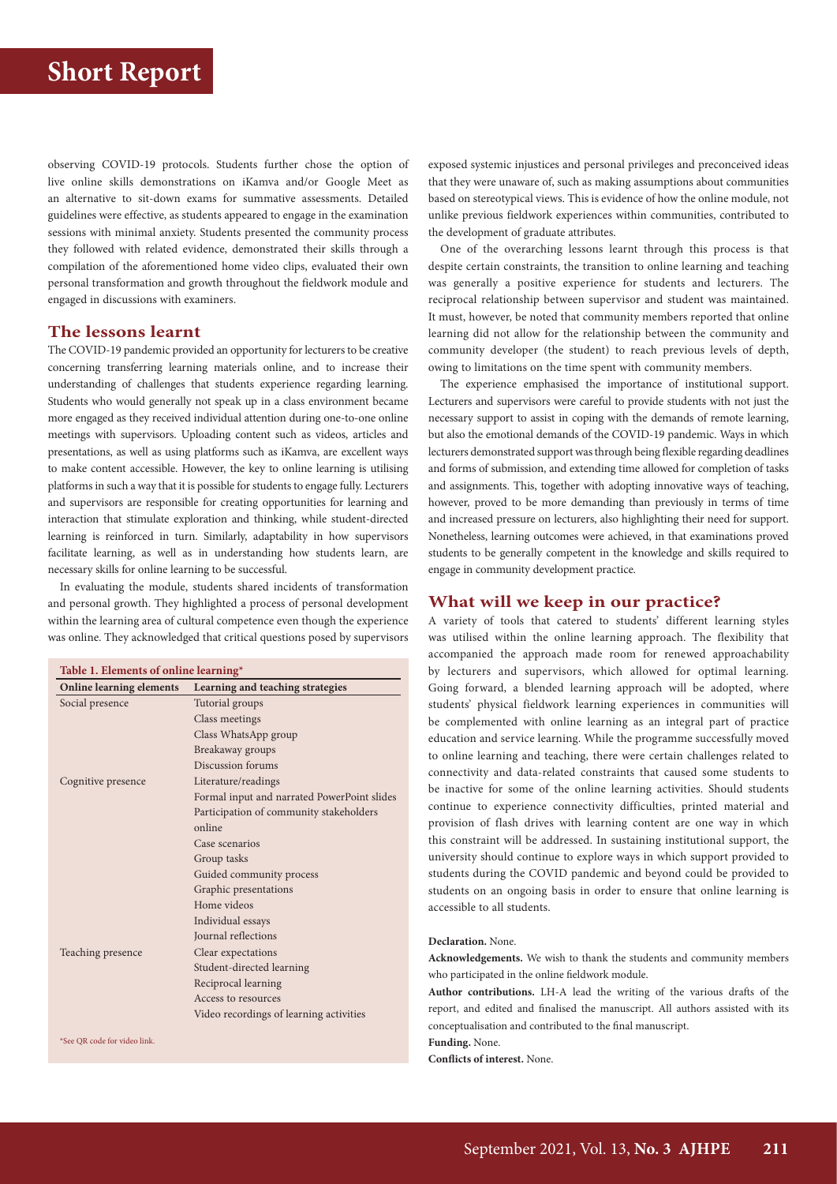observing COVID-19 protocols. Students further chose the option of live online skills demonstrations on iKamva and/or Google Meet as an alternative to sit-down exams for summative assessments. Detailed guidelines were effective, as students appeared to engage in the examination sessions with minimal anxiety. Students presented the community process they followed with related evidence, demonstrated their skills through a compilation of the aforementioned home video clips, evaluated their own personal transformation and growth throughout the fieldwork module and engaged in discussions with examiners.

## The lessons learnt

The COVID-19 pandemic provided an opportunity for lecturers to be creative concerning transferring learning materials online, and to increase their understanding of challenges that students experience regarding learning. Students who would generally not speak up in a class environment became more engaged as they received individual attention during one-to-one online meetings with supervisors. Uploading content such as videos, articles and presentations, as well as using platforms such as iKamva, are excellent ways to make content accessible. However, the key to online learning is utilising platforms in such a way that it is possible for students to engage fully. Lecturers and supervisors are responsible for creating opportunities for learning and interaction that stimulate exploration and thinking, while student-directed learning is reinforced in turn. Similarly, adaptability in how supervisors facilitate learning, as well as in understanding how students learn, are necessary skills for online learning to be successful.

In evaluating the module, students shared incidents of transformation and personal growth. They highlighted a process of personal development within the learning area of cultural competence even though the experience was online. They acknowledged that critical questions posed by supervisors exposed systemic injustices and personal privileges and preconceived ideas that they were unaware of, such as making assumptions about communities based on stereotypical views. This is evidence of how the online module, not unlike previous fieldwork experiences within communities, contributed to the development of graduate attributes.

**Table 1. Elements of online learning***

| Online learning elements | Learning and teaching strategies |
|---|---|
| Social presence | Tutorial groups |
| | Class meetings |
| | Class WhatsApp group |
| | Breakaway groups |
| | Discussion forums |
| Cognitive presence | Literature/readings |
| | Formal input and narrated PowerPoint slides |
| | Participation of community stakeholders online |
| | Case scenarios |
| | Group tasks |
| | Guided community process |
| | Graphic presentations |
| | Home videos |
| | Individual essays |
| | Journal reflections |
| Teaching presence | Clear expectations |
| | Student-directed learning |
| | Reciprocal learning |
| | Access to resources |
| | Video recordings of learning activities |

*See QR code for video link.

One of the overarching lessons learnt through this process is that despite certain constraints, the transition to online learning and teaching was generally a positive experience for students and lecturers. The reciprocal relationship between supervisor and student was maintained. It must, however, be noted that community members reported that online learning did not allow for the relationship between the community and community developer (the student) to reach previous levels of depth, owing to limitations on the time spent with community members.

The experience emphasised the importance of institutional support. Lecturers and supervisors were careful to provide students with not just the necessary support to assist in coping with the demands of remote learning, but also the emotional demands of the COVID-19 pandemic. Ways in which lecturers demonstrated support was through being flexible regarding deadlines and forms of submission, and extending time allowed for completion of tasks and assignments. This, together with adopting innovative ways of teaching, however, proved to be more demanding than previously in terms of time and increased pressure on lecturers, also highlighting their need for support. Nonetheless, learning outcomes were achieved, in that examinations proved students to be generally competent in the knowledge and skills required to engage in community development practice.

## What will we keep in our practice?

A variety of tools that catered to students' different learning styles was utilised within the online learning approach. The flexibility that accompanied the approach made room for renewed approachability by lecturers and supervisors, which allowed for optimal learning. Going forward, a blended learning approach will be adopted, where students' physical fieldwork learning experiences in communities will be complemented with online learning as an integral part of practice education and service learning. While the programme successfully moved to online learning and teaching, there were certain challenges related to connectivity and data-related constraints that caused some students to be inactive for some of the online learning activities. Should students continue to experience connectivity difficulties, printed material and provision of flash drives with learning content are one way in which this constraint will be addressed. In sustaining institutional support, the university should continue to explore ways in which support provided to students during the COVID pandemic and beyond could be provided to students on an ongoing basis in order to ensure that online learning is accessible to all students.

**Declaration.** None.

**Acknowledgements.** We wish to thank the students and community members who participated in the online fieldwork module.

**Author contributions.** LH-A lead the writing of the various drafts of the report, and edited and finalised the manuscript. All authors assisted with its conceptualisation and contributed to the final manuscript.

**Funding.** None.

**Conflicts of interest.** None.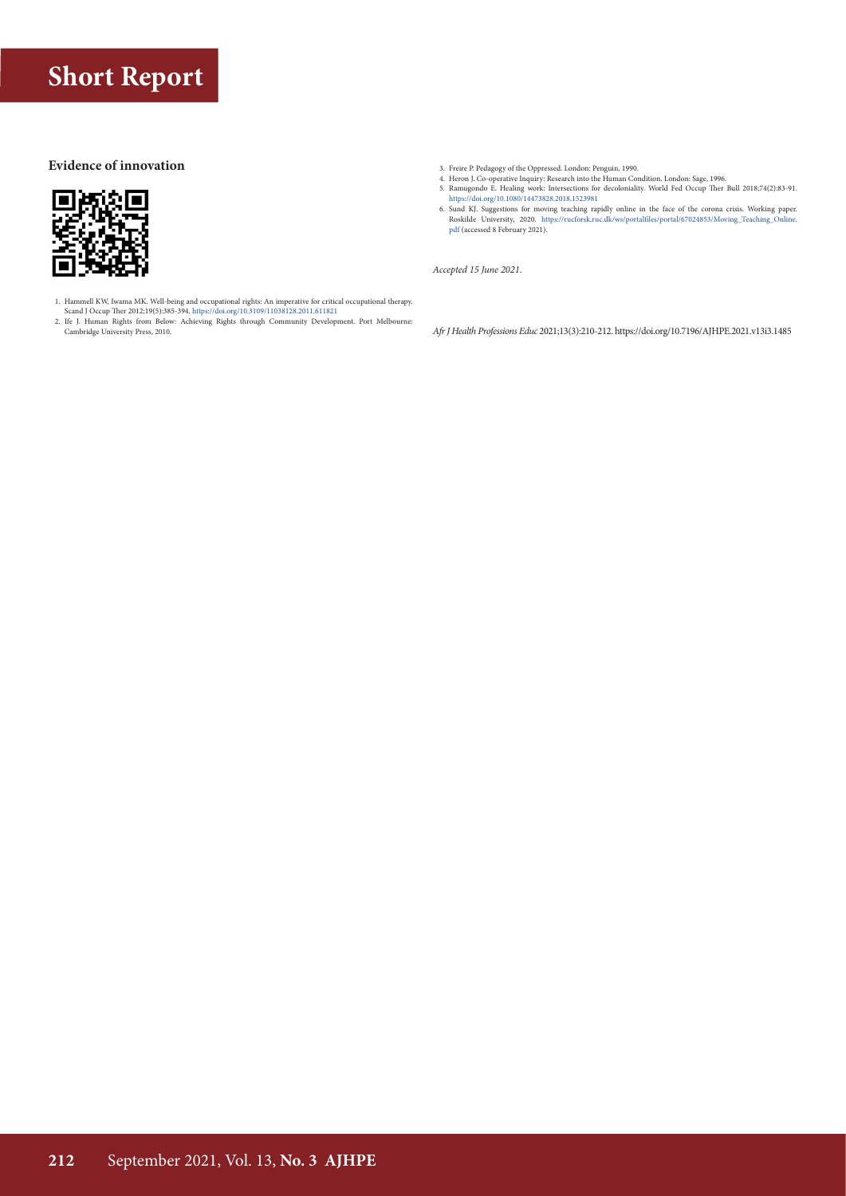**Evidence of innovation**

1. Hammell KW, Iwama MK. Well-being and occupational rights: An imperative for critical occupational therapy. Scand J Occup Ther 2012;19(5):385-394. https://doi.org/10.3109/11038128.2011.611821
2. Ife J. Human Rights from Below: Achieving Rights through Community Development. Port Melbourne: Cambridge University Press, 2010.
3. Freire P. Pedagogy of the Oppressed. London: Penguin, 1990.
4. Heron J. Co-operative Inquiry: Research into the Human Condition. London: Sage, 1996.
5. Ramugondo E. Healing work: Intersections for decoloniality. World Fed Occup Ther Bull 2018;74(2):83-91. https://doi.org/10.1080/14473828.2018.1523981
6. Sund KJ. Suggestions for moving teaching rapidly online in the face of the corona crisis. Working paper. Roskilde University, 2020. https://rucforsk.ruc.dk/ws/portalfiles/portal/67024853/Moving_Teaching_Online.pdf (accessed 8 February 2021).

*Accepted 15 June 2021.*

*Afr J Health Professions Educ* 2021;13(3):210-212. https://doi.org/10.7196/AJHPE.2021.v13i3.1485